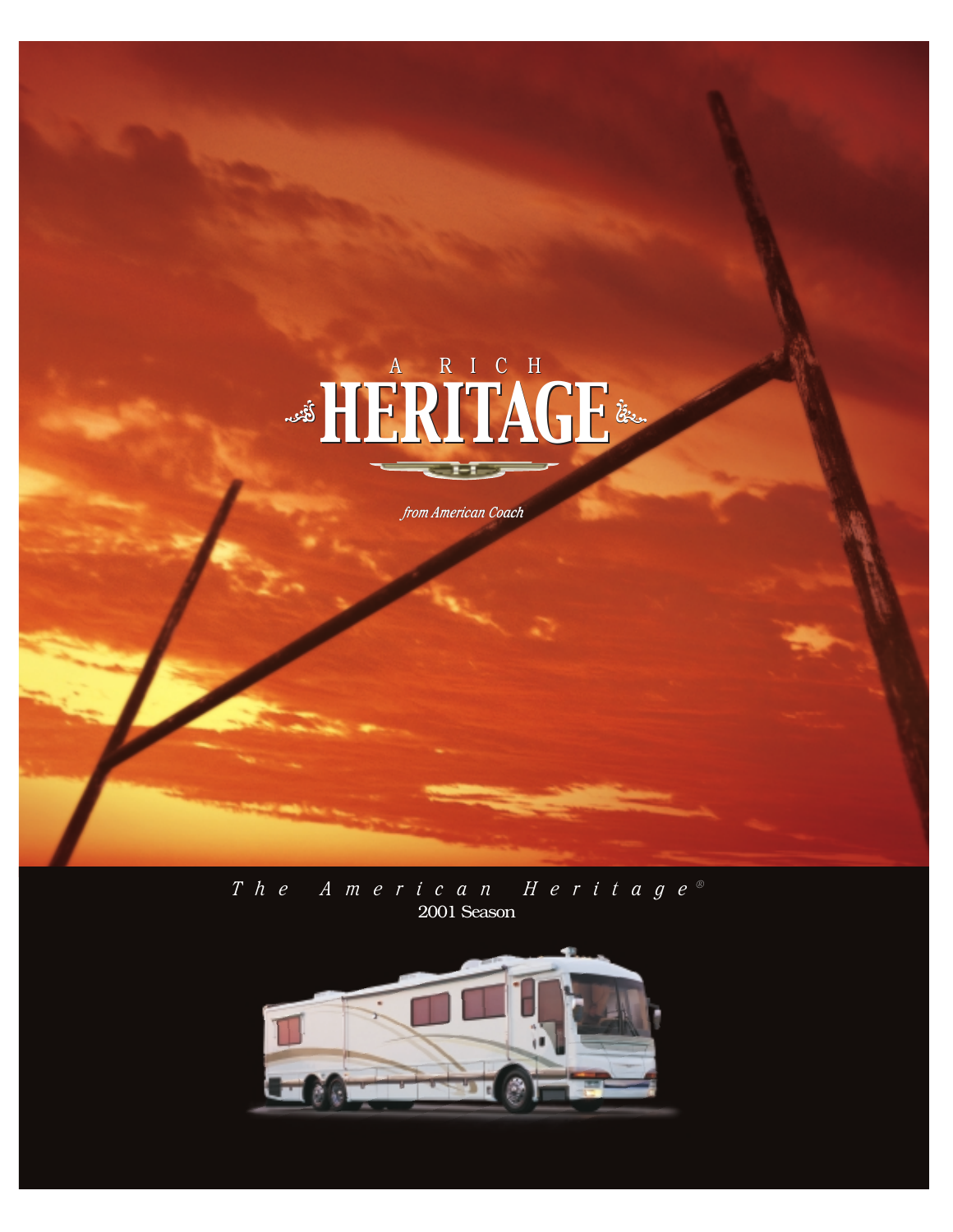A RICH

# HERITAGE

*from American Coach*

*The American Heritage®*

2001 Season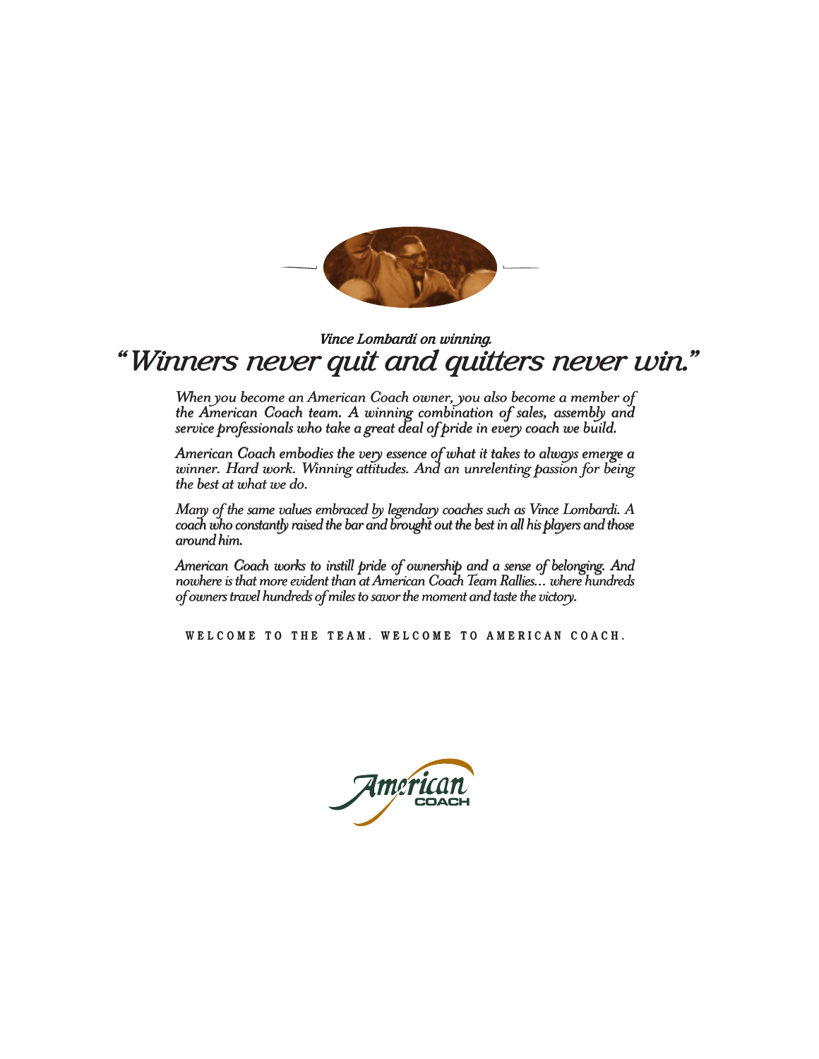*Vince Lombardi on winning.*

# *"Winners never quit and quitters never win."*

*When you become an American Coach owner, you also become a member of the American Coach team. A winning combination of sales, assembly and service professionals who take a great deal of pride in every coach we build.*

*American Coach embodies the very essence of what it takes to always emerge a winner. Hard work. Winning attitudes. And an unrelenting passion for being the best at what we do.*

*Many of the same values embraced by legendary coaches such as Vince Lombardi. A coach who constantly raised the bar and brought out the best in all his players and those around him.*

*American Coach works to instill pride of ownership and a sense of belonging. And nowhere is that more evident than at American Coach Team Rallies... where hundreds of owners travel hundreds of miles to savor the moment and taste the victory.*

WELCOME TO THE TEAM. WELCOME TO AMERICAN COACH.

American COACH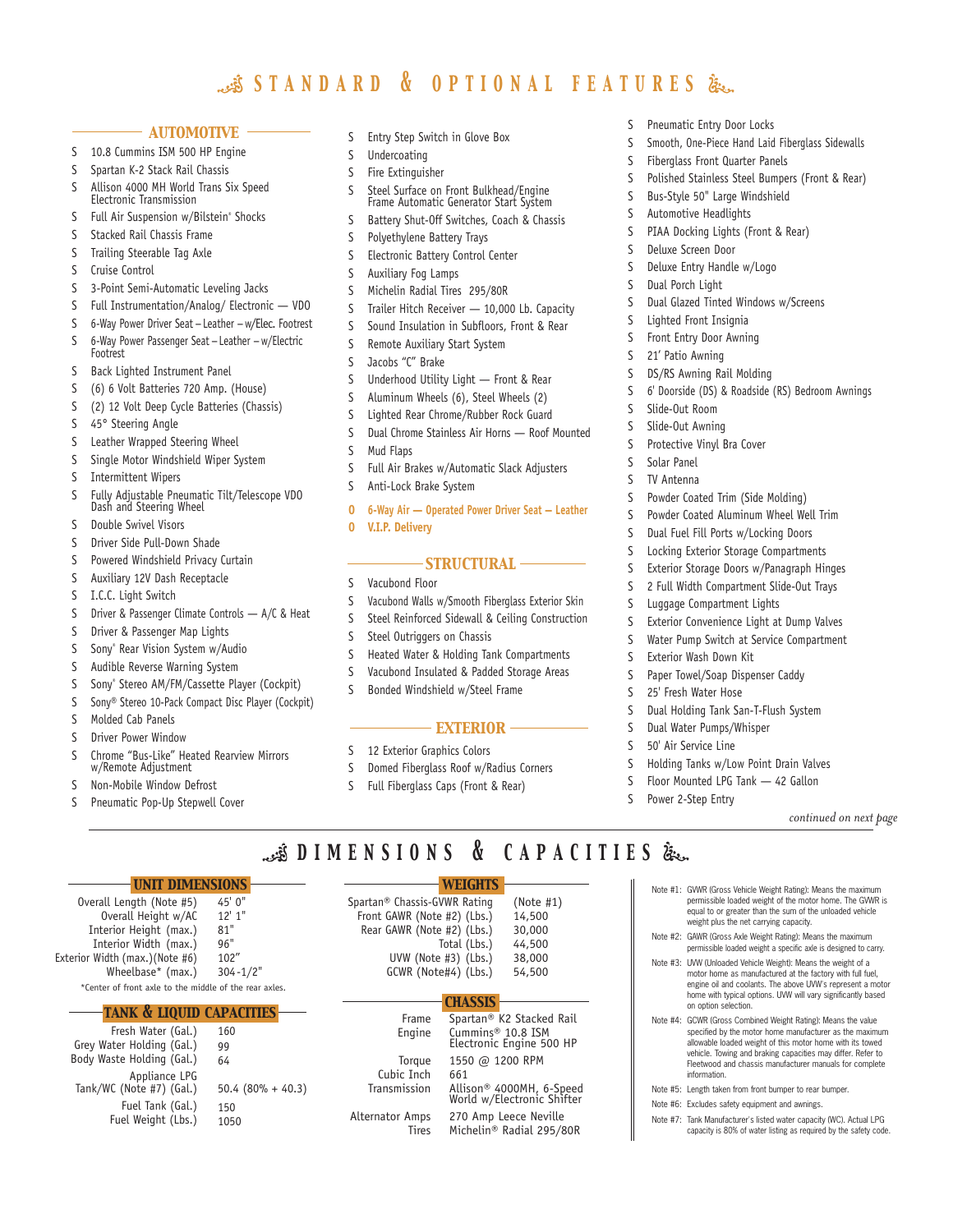# STANDARD & OPTIONAL FEATURES

## AUTOMOTIVE

- S 10.8 Cummins ISM 500 HP Engine
- S Spartan K-2 Stack Rail Chassis
- S Allison 4000 MH World Trans Six Speed Electronic Transmission
- S Full Air Suspension w/Bilstein® Shocks
- S Stacked Rail Chassis Frame
- S Trailing Steerable Tag Axle
- S Cruise Control
- S 3-Point Semi-Automatic Leveling Jacks
- S Full Instrumentation/Analog/ Electronic — VDO
- S 6-Way Power Driver Seat – Leather – w/Elec. Footrest
- S 6-Way Power Passenger Seat – Leather – w/Electric Footrest
- S Back Lighted Instrument Panel
- S (6) 6 Volt Batteries 720 Amp. (House)
- S (2) 12 Volt Deep Cycle Batteries (Chassis)
- S 45° Steering Angle
- S Leather Wrapped Steering Wheel
- S Single Motor Windshield Wiper System
- S Intermittent Wipers
- S Fully Adjustable Pneumatic Tilt/Telescope VDO Dash and Steering Wheel
- S Double Swivel Visors
- S Driver Side Pull-Down Shade
- S Powered Windshield Privacy Curtain
- S Auxiliary 12V Dash Receptacle
- S I.C.C. Light Switch
- S Driver & Passenger Climate Controls — A/C & Heat
- S Driver & Passenger Map Lights
- S Sony® Rear Vision System w/Audio
- S Audible Reverse Warning System
- S Sony® Stereo AM/FM/Cassette Player (Cockpit)
- S Sony® Stereo 10-Pack Compact Disc Player (Cockpit)
- S Molded Cab Panels
- S Driver Power Window
- S Chrome "Bus-Like" Heated Rearview Mirrors w/Remote Adjustment
- S Non-Mobile Window Defrost
- S Pneumatic Pop-Up Stepwell Cover
- S Entry Step Switch in Glove Box
- S Undercoating
- S Fire Extinguisher
- S Steel Surface on Front Bulkhead/Engine Frame Automatic Generator Start System
- S Battery Shut-Off Switches, Coach & Chassis
- S Polyethylene Battery Trays
- S Electronic Battery Control Center
- S Auxiliary Fog Lamps
- S Michelin Radial Tires 295/80R
- S Trailer Hitch Receiver — 10,000 Lb. Capacity
- S Sound Insulation in Subfloors, Front & Rear
- S Remote Auxiliary Start System
- S Jacobs "C" Brake
- S Underhood Utility Light — Front & Rear
- S Aluminum Wheels (6), Steel Wheels (2)
- S Lighted Rear Chrome/Rubber Rock Guard
- S Dual Chrome Stainless Air Horns — Roof Mounted
- S Mud Flaps
- S Full Air Brakes w/Automatic Slack Adjusters
- S Anti-Lock Brake System
- **O 6-Way Air — Operated Power Driver Seat — Leather**
- **O V.I.P. Delivery**

## STRUCTURAL

- S Vacubond Floor
- S Vacubond Walls w/Smooth Fiberglass Exterior Skin
- S Steel Reinforced Sidewall & Ceiling Construction
- S Steel Outriggers on Chassis
- S Heated Water & Holding Tank Compartments
- S Vacubond Insulated & Padded Storage Areas
- S Bonded Windshield w/Steel Frame

## EXTERIOR

- S 12 Exterior Graphics Colors
- S Domed Fiberglass Roof w/Radius Corners
- S Full Fiberglass Caps (Front & Rear)
- S Pneumatic Entry Door Locks
- S Smooth, One-Piece Hand Laid Fiberglass Sidewalls
- S Fiberglass Front Quarter Panels
- S Polished Stainless Steel Bumpers (Front & Rear)
- S Bus-Style 50" Large Windshield
- S Automotive Headlights
- S PIAA Docking Lights (Front & Rear)
- S Deluxe Screen Door
- S Deluxe Entry Handle w/Logo
- S Dual Porch Light
- S Dual Glazed Tinted Windows w/Screens
- S Lighted Front Insignia
- S Front Entry Door Awning
- S 21' Patio Awning
- S DS/RS Awning Rail Molding
- S 6' Doorside (DS) & Roadside (RS) Bedroom Awnings
- S Slide-Out Room
- S Slide-Out Awning
- S Protective Vinyl Bra Cover
- S Solar Panel
- S TV Antenna
- S Powder Coated Trim (Side Molding)
- S Powder Coated Aluminum Wheel Well Trim
- S Dual Fuel Fill Ports w/Locking Doors
- S Locking Exterior Storage Compartments
- S Exterior Storage Doors w/Panagraph Hinges
- S 2 Full Width Compartment Slide-Out Trays
- S Luggage Compartment Lights
- S Exterior Convenience Light at Dump Valves
- S Water Pump Switch at Service Compartment
- S Exterior Wash Down Kit
- S Paper Towel/Soap Dispenser Caddy
- S 25' Fresh Water Hose
- S Dual Holding Tank San-T-Flush System
- S Dual Water Pumps/Whisper
- S 50' Air Service Line
- S Holding Tanks w/Low Point Drain Valves
- S Floor Mounted LPG Tank — 42 Gallon
- S Power 2-Step Entry

*continued on next page*

# DIMENSIONS & CAPACITIES

## UNIT DIMENSIONS

| | |
|---|---|
| Overall Length (Note #5) | 45' 0" |
| Overall Height w/AC | 12' 1" |
| Interior Height (max.) | 81" |
| Interior Width (max.) | 96" |
| Exterior Width (max.)(Note #6) | 102" |
| Wheelbase* (max.) | 304-1/2" |

*Center of front axle to the middle of the rear axles.

## TANK & LIQUID CAPACITIES

| | |
|---|---|
| Fresh Water (Gal.) | 160 |
| Grey Water Holding (Gal.) | 99 |
| Body Waste Holding (Gal.) | 64 |
| Appliance LPG Tank/WC (Note #7) (Gal.) | 50.4 (80% + 40.3) |
| Fuel Tank (Gal.) | 150 |
| Fuel Weight (Lbs.) | 1050 |

## WEIGHTS

| | |
|---|---|
| Spartan® Chassis-GVWR Rating | (Note #1) |
| Front GAWR (Note #2) (Lbs.) | 14,500 |
| Rear GAWR (Note #2) (Lbs.) | 30,000 |
| Total (Lbs.) | 44,500 |
| UVW (Note #3) (Lbs.) | 38,000 |
| GCWR (Note#4) (Lbs.) | 54,500 |

## CHASSIS

| | |
|---|---|
| Frame | Spartan® K2 Stacked Rail |
| Engine | Cummins® 10.8 ISM Electronic Engine 500 HP |
| Torque | 1550 @ 1200 RPM |
| Cubic Inch | 661 |
| Transmission | Allison® 4000MH, 6-Speed World w/Electronic Shifter |
| Alternator Amps | 270 Amp Leece Neville |
| Tires | Michelin® Radial 295/80R |

Note #1: GVWR (Gross Vehicle Weight Rating): Means the maximum permissible loaded weight of the motor home. The GVWR is equal to or greater than the sum of the unloaded vehicle weight plus the net carrying capacity.

Note #2: GAWR (Gross Axle Weight Rating): Means the maximum permissible loaded weight a specific axle is designed to carry.

Note #3: UVW (Unloaded Vehicle Weight): Means the weight of a motor home as manufactured at the factory with full fuel, engine oil and coolants. The above UVW's represent a motor home with typical options. UVW will vary significantly based on option selection.

Note #4: GCWR (Gross Combined Weight Rating): Means the value specified by the motor home manufacturer as the maximum allowable loaded weight of this motor home with its towed vehicle. Towing and braking capacities may differ. Refer to Fleetwood and chassis manufacturer manuals for complete information.

Note #5: Length taken from front bumper to rear bumper.

Note #6: Excludes safety equipment and awnings.

Note #7: Tank Manufacturer's listed water capacity (WC). Actual LPG capacity is 80% of water listing as required by the safety code.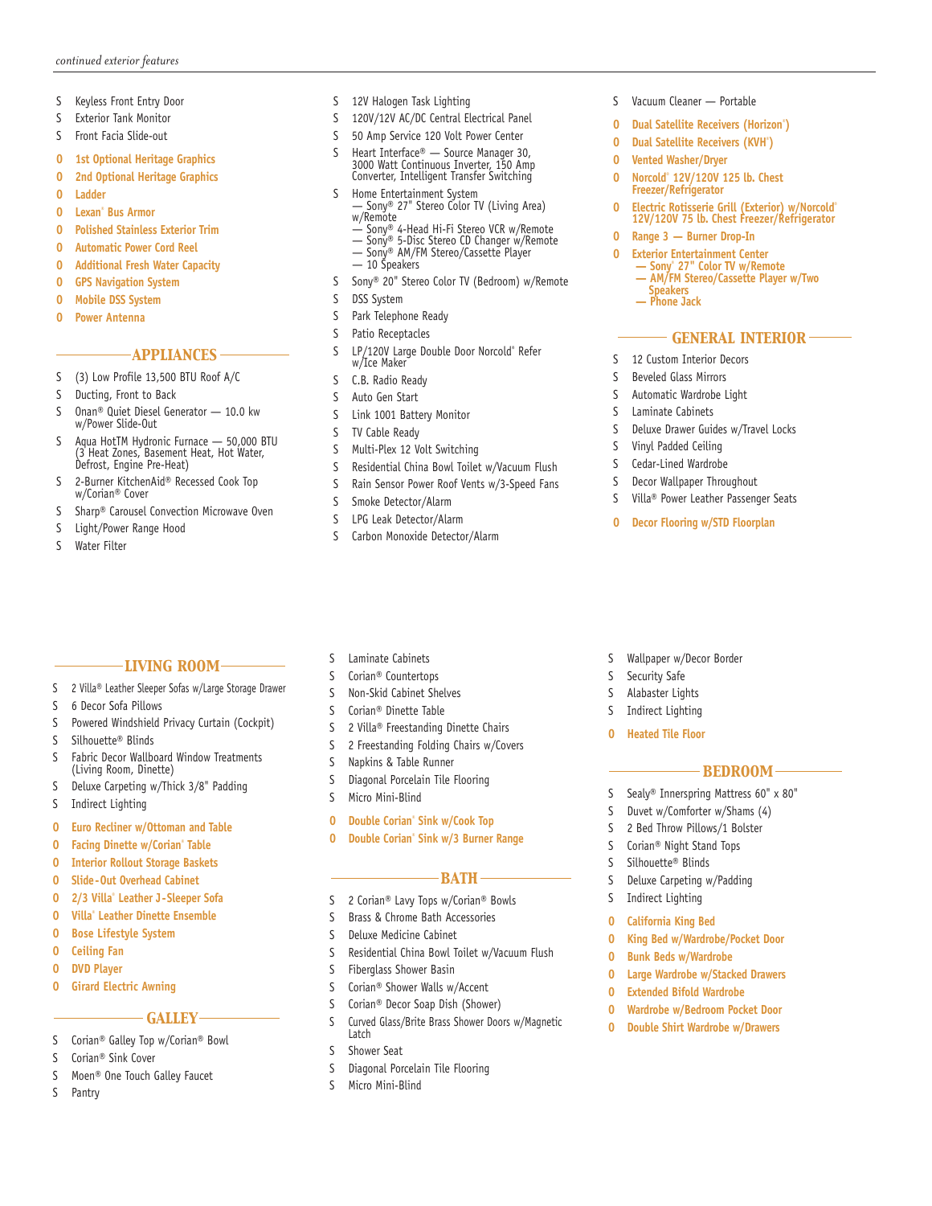*continued exterior features*

- S Keyless Front Entry Door
- S Exterior Tank Monitor
- S Front Facia Slide-out
- **O 1st Optional Heritage Graphics**
- **O 2nd Optional Heritage Graphics**
- **O Ladder**
- **O Lexan® Bus Armor**
- **O Polished Stainless Exterior Trim**
- **O Automatic Power Cord Reel**
- **O Additional Fresh Water Capacity**
- **O GPS Navigation System**
- **O Mobile DSS System**
- **O Power Antenna**

## APPLIANCES

- S (3) Low Profile 13,500 BTU Roof A/C
- S Ducting, Front to Back
- S Onan® Quiet Diesel Generator — 10.0 kw w/Power Slide-Out
- S Aqua HotTM Hydronic Furnace — 50,000 BTU (3 Heat Zones, Basement Heat, Hot Water, Defrost, Engine Pre-Heat)
- S 2-Burner KitchenAid® Recessed Cook Top w/Corian® Cover
- S Sharp® Carousel Convection Microwave Oven
- S Light/Power Range Hood
- S Water Filter
- S 12V Halogen Task Lighting
- S 120V/12V AC/DC Central Electrical Panel
- S 50 Amp Service 120 Volt Power Center
- S Heart Interface® — Source Manager 30, 3000 Watt Continuous Inverter, 150 Amp Converter, Intelligent Transfer Switching
- S Home Entertainment System
  - — Sony® 27" Stereo Color TV (Living Area) w/Remote
  - — Sony® 4-Head Hi-Fi Stereo VCR w/Remote
  - — Sony® 5-Disc Stereo CD Changer w/Remote
  - — Sony® AM/FM Stereo/Cassette Player
  - — 10 Speakers
- S Sony® 20" Stereo Color TV (Bedroom) w/Remote
- S DSS System
- S Park Telephone Ready
- S Patio Receptacles
- S LP/120V Large Double Door Norcold® Refer w/Ice Maker
- S C.B. Radio Ready
- S Auto Gen Start
- S Link 1001 Battery Monitor
- S TV Cable Ready
- S Multi-Plex 12 Volt Switching
- S Residential China Bowl Toilet w/Vacuum Flush
- S Rain Sensor Power Roof Vents w/3-Speed Fans
- S Smoke Detector/Alarm
- S LPG Leak Detector/Alarm
- S Carbon Monoxide Detector/Alarm
- S Vacuum Cleaner — Portable
- **O Dual Satellite Receivers (Horizon®)**
- **O Dual Satellite Receivers (KVH®)**
- **O Vented Washer/Dryer**
- **O Norcold® 12V/120V 125 lb. Chest Freezer/Refrigerator**
- **O Electric Rotisserie Grill (Exterior) w/Norcold® 12V/120V 75 lb. Chest Freezer/Refrigerator**
- **O Range 3 — Burner Drop-In**
- **O Exterior Entertainment Center**
  - **— Sony® 27" Color TV w/Remote**
  - **— AM/FM Stereo/Cassette Player w/Two Speakers**
  - **— Phone Jack**

## GENERAL INTERIOR

- S 12 Custom Interior Decors
- S Beveled Glass Mirrors
- S Automatic Wardrobe Light
- S Laminate Cabinets
- S Deluxe Drawer Guides w/Travel Locks
- S Vinyl Padded Ceiling
- S Cedar-Lined Wardrobe
- S Decor Wallpaper Throughout
- S Villa® Power Leather Passenger Seats
- **O Decor Flooring w/STD Floorplan**

## LIVING ROOM

- S 2 Villa® Leather Sleeper Sofas w/Large Storage Drawer
- S 6 Decor Sofa Pillows
- S Powered Windshield Privacy Curtain (Cockpit)
- S Silhouette® Blinds
- S Fabric Decor Wallboard Window Treatments (Living Room, Dinette)
- S Deluxe Carpeting w/Thick 3/8" Padding
- S Indirect Lighting
- **O Euro Recliner w/Ottoman and Table**
- **O Facing Dinette w/Corian® Table**
- **O Interior Rollout Storage Baskets**
- **O Slide-Out Overhead Cabinet**
- **O 2/3 Villa® Leather J-Sleeper Sofa**
- **O Villa® Leather Dinette Ensemble**
- **O Bose Lifestyle System**
- **O Ceiling Fan**
- **O DVD Player**
- **O Girard Electric Awning**

## GALLEY

- S Corian® Galley Top w/Corian® Bowl
- S Corian® Sink Cover
- S Moen® One Touch Galley Faucet
- S Pantry
- S Laminate Cabinets
- S Corian® Countertops
- S Non-Skid Cabinet Shelves
- S Corian® Dinette Table
- S 2 Villa® Freestanding Dinette Chairs
- S 2 Freestanding Folding Chairs w/Covers
- S Napkins & Table Runner
- S Diagonal Porcelain Tile Flooring
- S Micro Mini-Blind
- **O Double Corian® Sink w/Cook Top**
- **O Double Corian® Sink w/3 Burner Range**

## BATH

- S 2 Corian® Lavy Tops w/Corian® Bowls
- S Brass & Chrome Bath Accessories
- S Deluxe Medicine Cabinet
- S Residential China Bowl Toilet w/Vacuum Flush
- S Fiberglass Shower Basin
- S Corian® Shower Walls w/Accent
- S Corian® Decor Soap Dish (Shower)
- S Curved Glass/Brite Brass Shower Doors w/Magnetic Latch
- S Shower Seat
- S Diagonal Porcelain Tile Flooring
- S Micro Mini-Blind
- S Wallpaper w/Decor Border
- S Security Safe
- S Alabaster Lights
- S Indirect Lighting
- **O Heated Tile Floor**

## BEDROOM

- S Sealy® Innerspring Mattress 60" x 80"
- S Duvet w/Comforter w/Shams (4)
- S 2 Bed Throw Pillows/1 Bolster
- S Corian® Night Stand Tops
- S Silhouette® Blinds
- S Deluxe Carpeting w/Padding
- S Indirect Lighting
- **O California King Bed**
- **O King Bed w/Wardrobe/Pocket Door**
- **O Bunk Beds w/Wardrobe**
- **O Large Wardrobe w/Stacked Drawers**
- **O Extended Bifold Wardrobe**
- **O Wardrobe w/Bedroom Pocket Door**
- **O Double Shirt Wardrobe w/Drawers**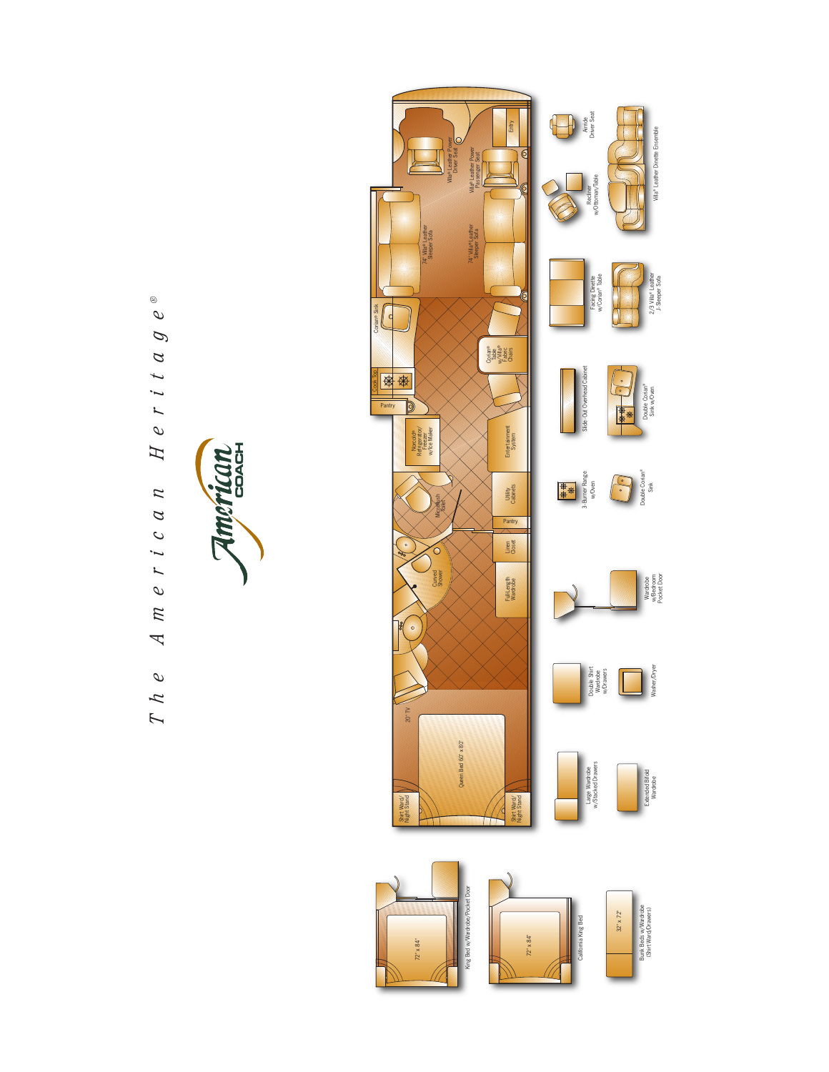# The American Heritage®

American COACH

Entry

Villa® Leather Power Driver Seat

Villa® Leather Power Passenger Seat

74" Villa® Leather Sleeper Sofa

74" Villa® Leather Sleeper Sofa

Corian® Sink

Cook Top

Pantry

Corian® Table w/Villa® Fabric Chairs

Norcold® Refrigerator/ Freezer w/Ice Maker

Entertainment System

Microflush Toilet

Utility Cabinets

Pantry

Linen Closet

Curved Shower

Full Length Wardrobe

20" TV

Queen Bed 60" x 80"

Shirt Ward/ Night Stand

Shirt Ward/ Night Stand

Armide Driver Seat

Recliner w/Ottoman/Table

Villa® Leather Dinette Ensemble

Facing Dinette w/Corian® Table

2/3 Villa® Leather J Sleeper Sofa

Slide Out Overhead Cabinet

Double Corian® Sink w/Oven

3-Burner Range w/Oven

Double Corian® Sink

Wardrobe w/Bedroom Pocket Door

Double Shirt Wardrobe w/Drawers

Washer/Dryer

Large Wardrobe w/Stacked Drawers

Extended Bifold Wardrobe

72" x 84"

King Bed w/Wardrobe/Pocket Door

72" x 84"

California King Bed

32" x 72"

Bunk Beds w/Wardrobe (Shirt Ward/Drawers)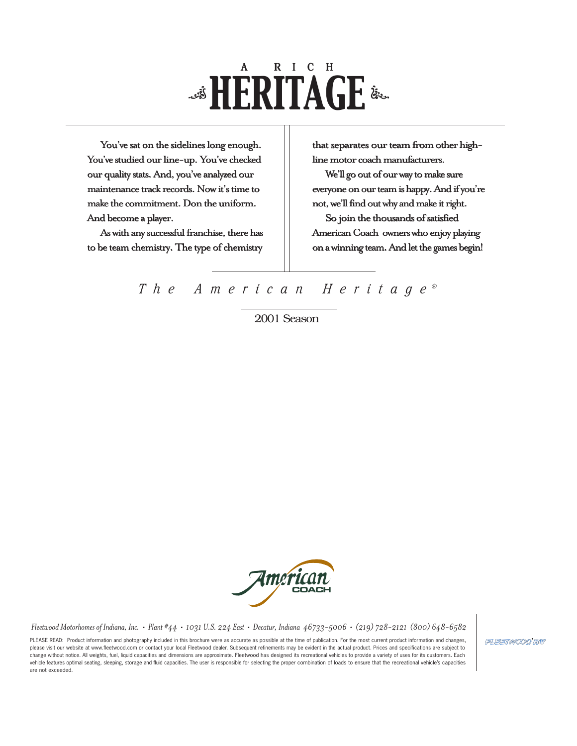# A RICH HERITAGE

You've sat on the sidelines long enough. You've studied our line-up. You've checked our quality stats. And, you've analyzed our maintenance track records. Now it's time to make the commitment. Don the uniform. And become a player.

As with any successful franchise, there has to be team chemistry. The type of chemistry that separates our team from other high-line motor coach manufacturers.

We'll go out of our way to make sure everyone on our team is happy. And if you're not, we'll find out why and make it right.

So join the thousands of satisfied American Coach owners who enjoy playing on a winning team. And let the games begin!

*The American Heritage®*

2001 Season

American COACH

*Fleetwood Motorhomes of Indiana, Inc. • Plant #44 • 1031 U.S. 224 East • Decatur, Indiana 46733-5006 • (219) 728-2121 (800) 648-6582*

PLEASE READ: Product information and photography included in this brochure were as accurate as possible at the time of publication. For the most current product information and changes, please visit our website at www.fleetwood.com or contact your local Fleetwood dealer. Subsequent refinements may be evident in the actual product. Prices and specifications are subject to change without notice. All weights, fuel, liquid capacities and dimensions are approximate. Fleetwood has designed its recreational vehicles to provide a variety of uses for its customers. Each vehicle features optimal seating, sleeping, storage and fluid capacities. The user is responsible for selecting the proper combination of loads to ensure that the recreational vehicle's capacities are not exceeded.

FLEETWOOD RV